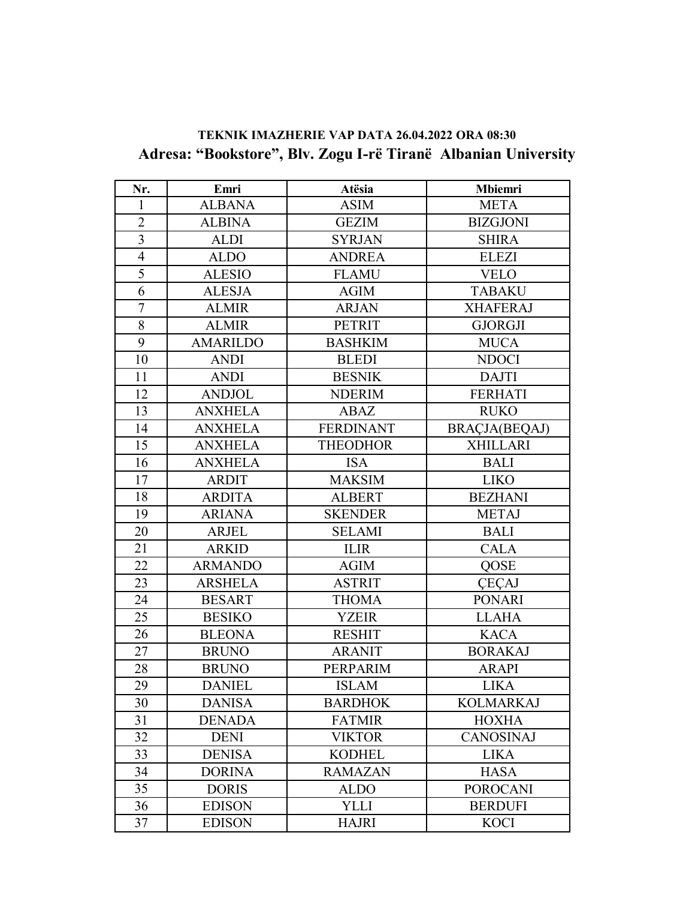**TEKNIK IMAZHERIE VAP DATA 26.04.2022 ORA 08:30**

**Adresa: “Bookstore”, Blv. Zogu I-rë Tiranë Albanian University**

| Nr. | Emri | Atësia | Mbiemri |
|---|---|---|---|
| 1 | ALBANA | ASIM | META |
| 2 | ALBINA | GEZIM | BIZGJONI |
| 3 | ALDI | SYRJAN | SHIRA |
| 4 | ALDO | ANDREA | ELEZI |
| 5 | ALESIO | FLAMU | VELO |
| 6 | ALESJA | AGIM | TABAKU |
| 7 | ALMIR | ARJAN | XHAFERAJ |
| 8 | ALMIR | PETRIT | GJORGJI |
| 9 | AMARILDO | BASHKIM | MUCA |
| 10 | ANDI | BLEDI | NDOCI |
| 11 | ANDI | BESNIK | DAJTI |
| 12 | ANDJOL | NDERIM | FERHATI |
| 13 | ANXHELA | ABAZ | RUKO |
| 14 | ANXHELA | FERDINANT | BRAÇJA(BEQAJ) |
| 15 | ANXHELA | THEODHOR | XHILLARI |
| 16 | ANXHELA | ISA | BALI |
| 17 | ARDIT | MAKSIM | LIKO |
| 18 | ARDITA | ALBERT | BEZHANI |
| 19 | ARIANA | SKENDER | METAJ |
| 20 | ARJEL | SELAMI | BALI |
| 21 | ARKID | ILIR | CALA |
| 22 | ARMANDO | AGIM | QOSE |
| 23 | ARSHELA | ASTRIT | ÇEÇAJ |
| 24 | BESART | THOMA | PONARI |
| 25 | BESIKO | YZEIR | LLAHA |
| 26 | BLEONA | RESHIT | KACA |
| 27 | BRUNO | ARANIT | BORAKAJ |
| 28 | BRUNO | PERPARIM | ARAPI |
| 29 | DANIEL | ISLAM | LIKA |
| 30 | DANISA | BARDHOK | KOLMARKAJ |
| 31 | DENADA | FATMIR | HOXHA |
| 32 | DENI | VIKTOR | CANOSINAJ |
| 33 | DENISA | KODHEL | LIKA |
| 34 | DORINA | RAMAZAN | HASA |
| 35 | DORIS | ALDO | POROCANI |
| 36 | EDISON | YLLI | BERDUFI |
| 37 | EDISON | HAJRI | KOCI |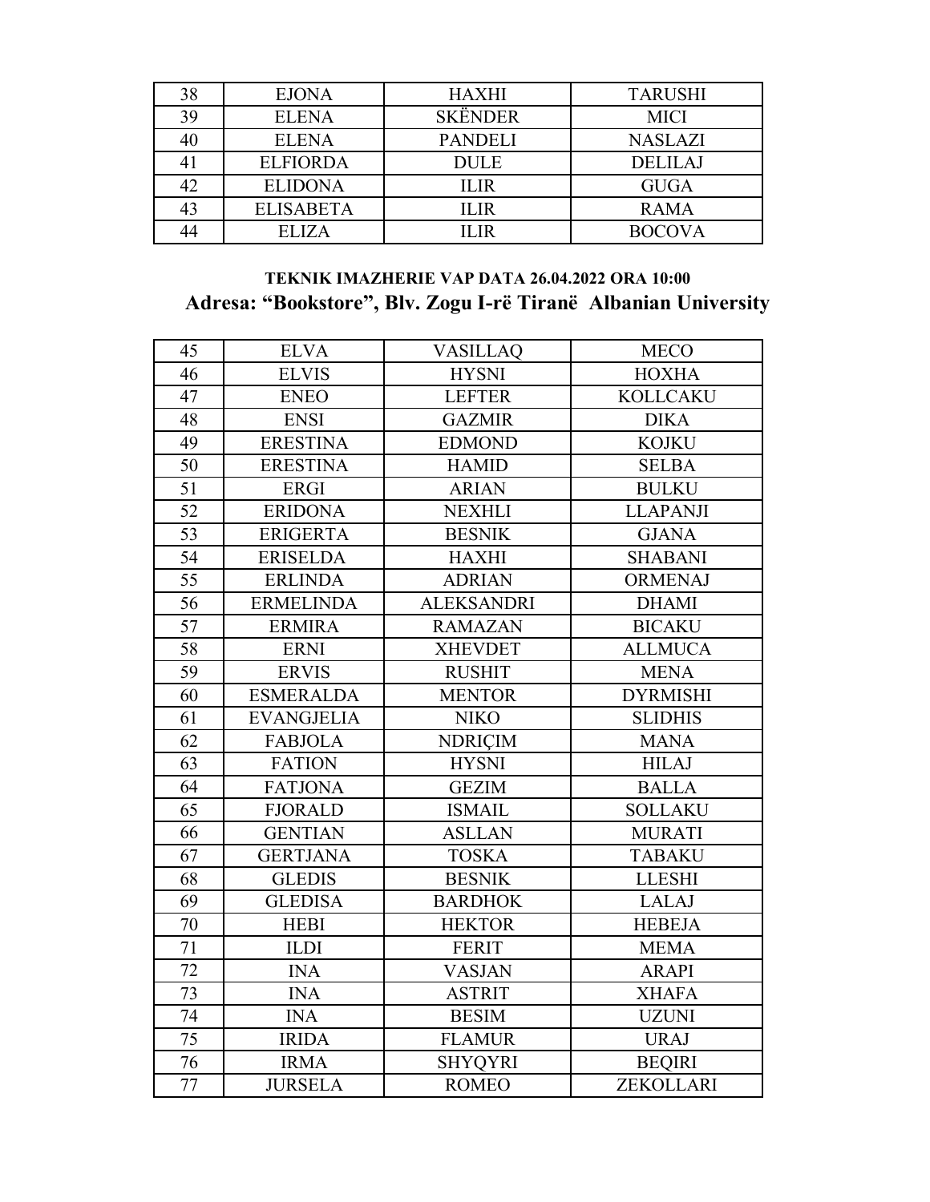| | | | |
|---|---|---|---|
| 38 | EJONA | HAXHI | TARUSHI |
| 39 | ELENA | SKËNDER | MICI |
| 40 | ELENA | PANDELI | NASLAZI |
| 41 | ELFIORDA | DULE | DELILAJ |
| 42 | ELIDONA | ILIR | GUGA |
| 43 | ELISABETA | ILIR | RAMA |
| 44 | ELIZA | ILIR | BOCOVA |

**TEKNIK IMAZHERIE VAP DATA 26.04.2022 ORA 10:00**

**Adresa: "Bookstore", Blv. Zogu I-rë Tiranë Albanian University**

| | | | |
|---|---|---|---|
| 45 | ELVA | VASILLAQ | MECO |
| 46 | ELVIS | HYSNI | HOXHA |
| 47 | ENEO | LEFTER | KOLLCAKU |
| 48 | ENSI | GAZMIR | DIKA |
| 49 | ERESTINA | EDMOND | KOJKU |
| 50 | ERESTINA | HAMID | SELBA |
| 51 | ERGI | ARIAN | BULKU |
| 52 | ERIDONA | NEXHLI | LLAPANJI |
| 53 | ERIGERTA | BESNIK | GJANA |
| 54 | ERISELDA | HAXHI | SHABANI |
| 55 | ERLINDA | ADRIAN | ORMENAJ |
| 56 | ERMELINDA | ALEKSANDRI | DHAMI |
| 57 | ERMIRA | RAMAZAN | BICAKU |
| 58 | ERNI | XHEVDET | ALLMUCA |
| 59 | ERVIS | RUSHIT | MENA |
| 60 | ESMERALDA | MENTOR | DYRMISHI |
| 61 | EVANGJELIA | NIKO | SLIDHIS |
| 62 | FABJOLA | NDRIÇIM | MANA |
| 63 | FATION | HYSNI | HILAJ |
| 64 | FATJONA | GEZIM | BALLA |
| 65 | FJORALD | ISMAIL | SOLLAKU |
| 66 | GENTIAN | ASLLAN | MURATI |
| 67 | GERTJANA | TOSKA | TABAKU |
| 68 | GLEDIS | BESNIK | LLESHI |
| 69 | GLEDISA | BARDHOK | LALAJ |
| 70 | HEBI | HEKTOR | HEBEJA |
| 71 | ILDI | FERIT | MEMA |
| 72 | INA | VASJAN | ARAPI |
| 73 | INA | ASTRIT | XHAFA |
| 74 | INA | BESIM | UZUNI |
| 75 | IRIDA | FLAMUR | URAJ |
| 76 | IRMA | SHYQYRI | BEQIRI |
| 77 | JURSELA | ROMEO | ZEKOLLARI |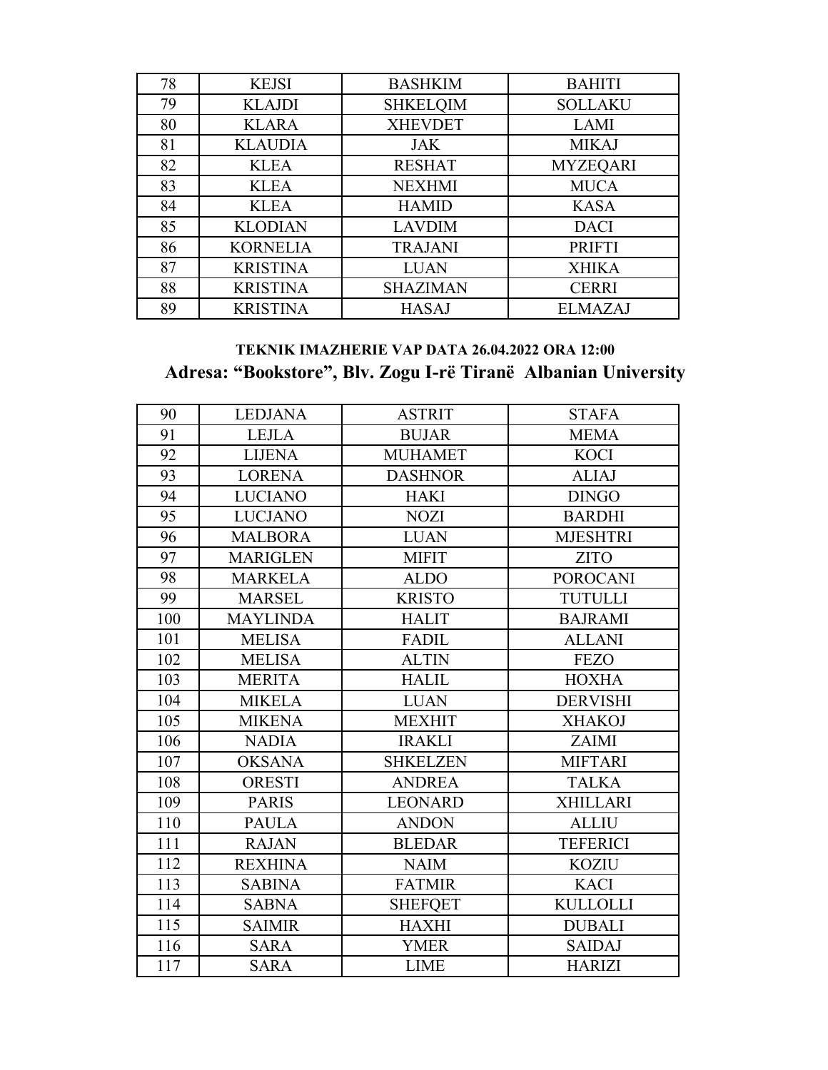| | | | |
|---|---|---|---|
| 78 | KEJSI | BASHKIM | BAHITI |
| 79 | KLAJDI | SHKELQIM | SOLLAKU |
| 80 | KLARA | XHEVDET | LAMI |
| 81 | KLAUDIA | JAK | MIKAJ |
| 82 | KLEA | RESHAT | MYZEQARI |
| 83 | KLEA | NEXHMI | MUCA |
| 84 | KLEA | HAMID | KASA |
| 85 | KLODIAN | LAVDIM | DACI |
| 86 | KORNELIA | TRAJANI | PRIFTI |
| 87 | KRISTINA | LUAN | XHIKA |
| 88 | KRISTINA | SHAZIMAN | CERRI |
| 89 | KRISTINA | HASAJ | ELMAZAJ |

**TEKNIK IMAZHERIE VAP DATA 26.04.2022 ORA 12:00**

**Adresa: “Bookstore”, Blv. Zogu I-rë Tiranë Albanian University**

| | | | |
|---|---|---|---|
| 90 | LEDJANA | ASTRIT | STAFA |
| 91 | LEJLA | BUJAR | MEMA |
| 92 | LIJENA | MUHAMET | KOCI |
| 93 | LORENA | DASHNOR | ALIAJ |
| 94 | LUCIANO | HAKI | DINGO |
| 95 | LUCJANO | NOZI | BARDHI |
| 96 | MALBORA | LUAN | MJESHTRI |
| 97 | MARIGLEN | MIFIT | ZITO |
| 98 | MARKELA | ALDO | POROCANI |
| 99 | MARSEL | KRISTO | TUTULLI |
| 100 | MAYLINDA | HALIT | BAJRAMI |
| 101 | MELISA | FADIL | ALLANI |
| 102 | MELISA | ALTIN | FEZO |
| 103 | MERITA | HALIL | HOXHA |
| 104 | MIKELA | LUAN | DERVISHI |
| 105 | MIKENA | MEXHIT | XHAKOJ |
| 106 | NADIA | IRAKLI | ZAIMI |
| 107 | OKSANA | SHKELZEN | MIFTARI |
| 108 | ORESTI | ANDREA | TALKA |
| 109 | PARIS | LEONARD | XHILLARI |
| 110 | PAULA | ANDON | ALLIU |
| 111 | RAJAN | BLEDAR | TEFERICI |
| 112 | REXHINA | NAIM | KOZIU |
| 113 | SABINA | FATMIR | KACI |
| 114 | SABNA | SHEFQET | KULLOLLI |
| 115 | SAIMIR | HAXHI | DUBALI |
| 116 | SARA | YMER | SAIDAJ |
| 117 | SARA | LIME | HARIZI |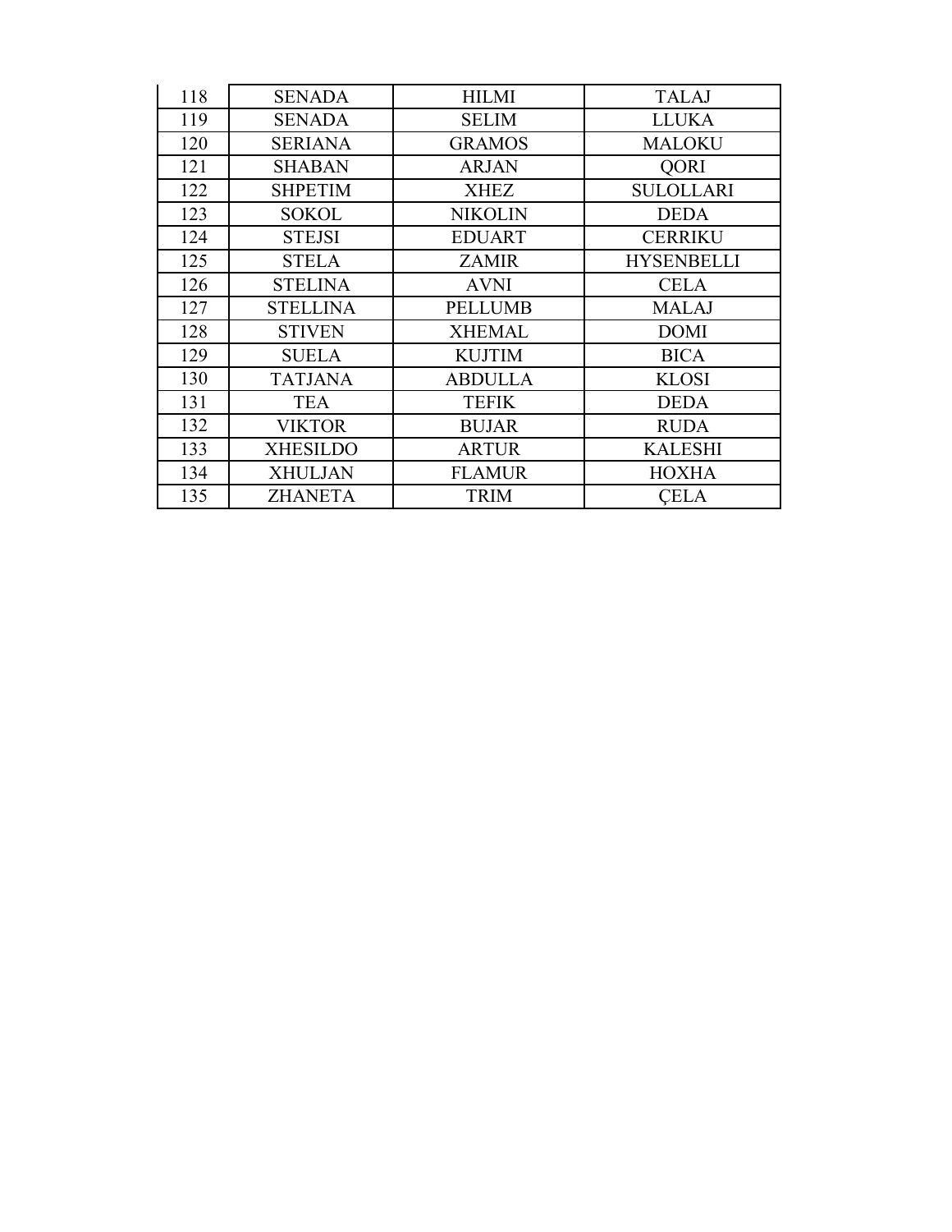| | | | |
|---|---|---|---|
| 118 | SENADA | HILMI | TALAJ |
| 119 | SENADA | SELIM | LLUKA |
| 120 | SERIANA | GRAMOS | MALOKU |
| 121 | SHABAN | ARJAN | QORI |
| 122 | SHPETIM | XHEZ | SULOLLARI |
| 123 | SOKOL | NIKOLIN | DEDA |
| 124 | STEJSI | EDUART | CERRIKU |
| 125 | STELA | ZAMIR | HYSENBELLI |
| 126 | STELINA | AVNI | CELA |
| 127 | STELLINA | PELLUMB | MALAJ |
| 128 | STIVEN | XHEMAL | DOMI |
| 129 | SUELA | KUJTIM | BICA |
| 130 | TATJANA | ABDULLA | KLOSI |
| 131 | TEA | TEFIK | DEDA |
| 132 | VIKTOR | BUJAR | RUDA |
| 133 | XHESILDO | ARTUR | KALESHI |
| 134 | XHULJAN | FLAMUR | HOXHA |
| 135 | ZHANETA | TRIM | ÇELA |